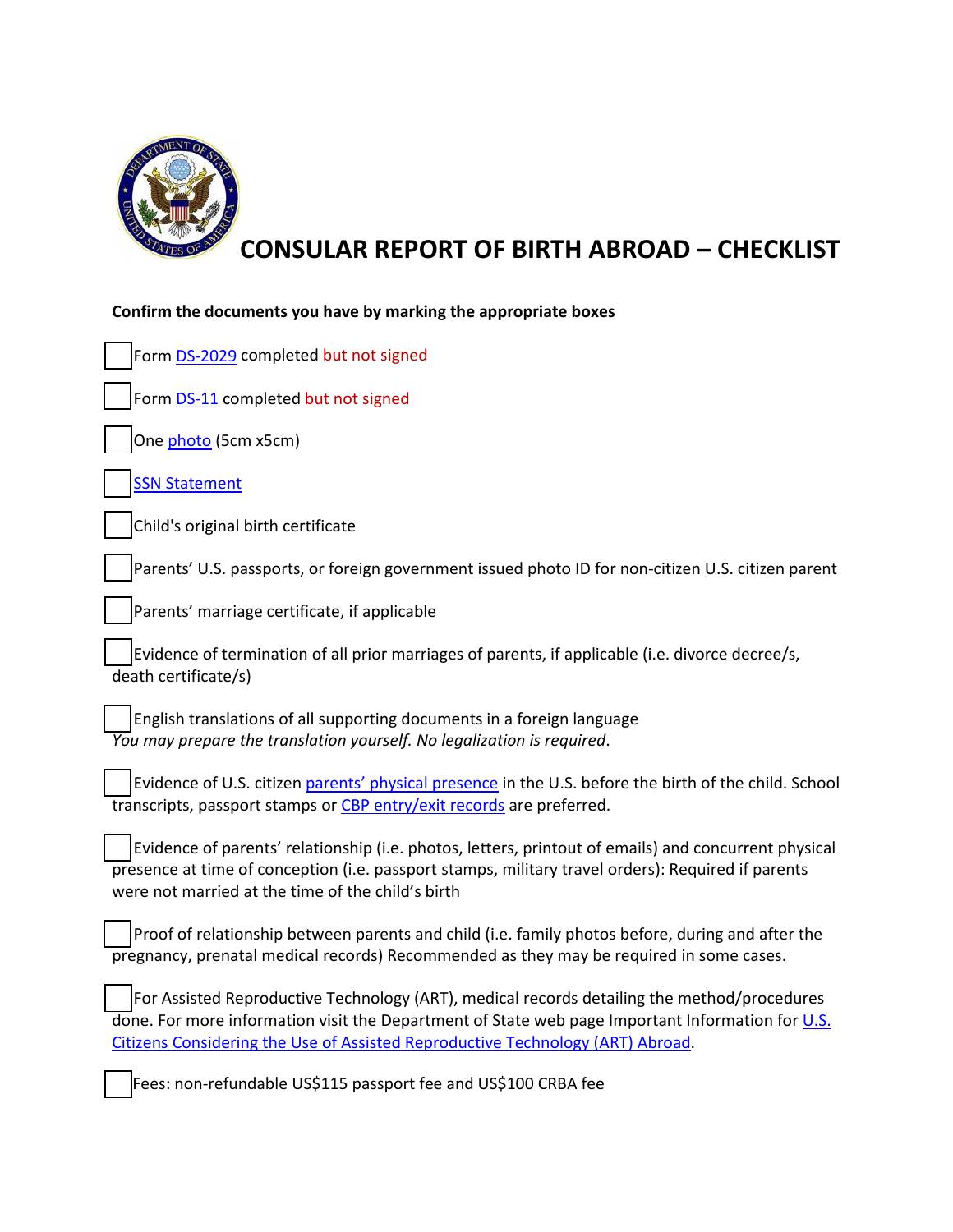# CONSULAR REPORT OF BIRTH ABROAD – CHECKLIST

**Confirm the documents you have by marking the appropriate boxes**

- [ ] Form DS-2029 completed but not signed
- [ ] Form DS-11 completed but not signed
- [ ] One photo (5cm x5cm)
- [ ] SSN Statement
- [ ] Child's original birth certificate
- [ ] Parents' U.S. passports, or foreign government issued photo ID for non-citizen U.S. citizen parent
- [ ] Parents' marriage certificate, if applicable
- [ ] Evidence of termination of all prior marriages of parents, if applicable (i.e. divorce decree/s, death certificate/s)
- [ ] English translations of all supporting documents in a foreign language
  *You may prepare the translation yourself. No legalization is required.*
- [ ] Evidence of U.S. citizen parents' physical presence in the U.S. before the birth of the child. School transcripts, passport stamps or CBP entry/exit records are preferred.
- [ ] Evidence of parents' relationship (i.e. photos, letters, printout of emails) and concurrent physical presence at time of conception (i.e. passport stamps, military travel orders): Required if parents were not married at the time of the child's birth
- [ ] Proof of relationship between parents and child (i.e. family photos before, during and after the pregnancy, prenatal medical records) Recommended as they may be required in some cases.
- [ ] For Assisted Reproductive Technology (ART), medical records detailing the method/procedures done. For more information visit the Department of State web page Important Information for U.S. Citizens Considering the Use of Assisted Reproductive Technology (ART) Abroad.
- [ ] Fees: non-refundable US$115 passport fee and US$100 CRBA fee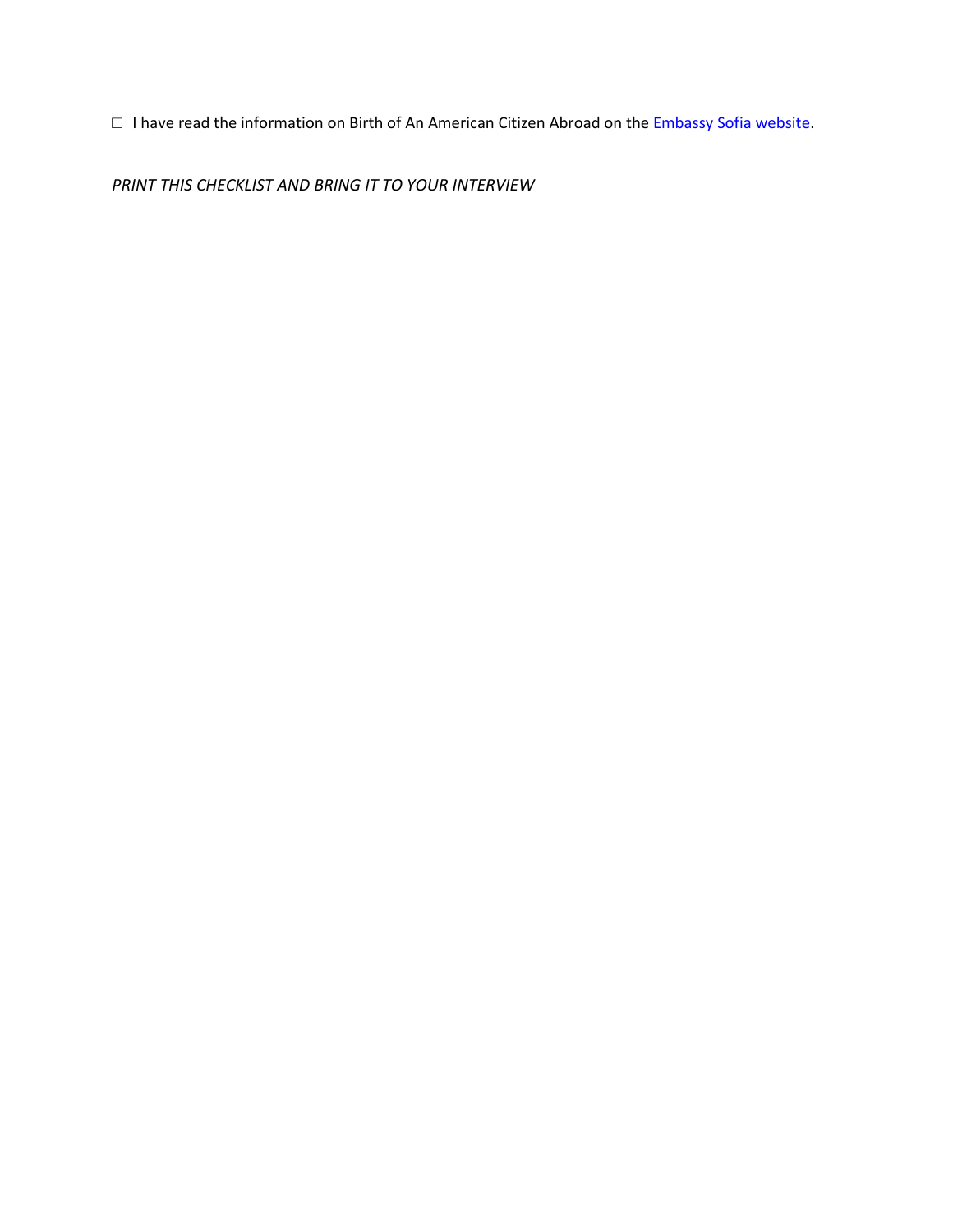☐ I have read the information on Birth of An American Citizen Abroad on the [Embassy Sofia website].

*PRINT THIS CHECKLIST AND BRING IT TO YOUR INTERVIEW*